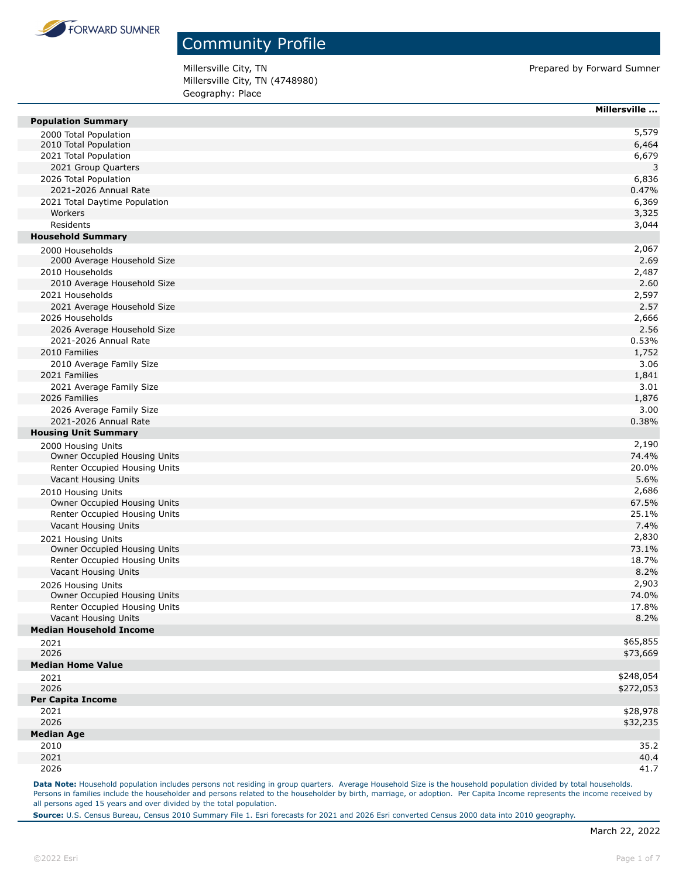FORWARD SUMNER

# Community Profile

Millersville City, TN
Millersville City, TN (4748980)
Geography: Place

Prepared by Forward Sumner

| | Millersville ... |
|---|---|
| **Population Summary** | |
| 2000 Total Population | 5,579 |
| 2010 Total Population | 6,464 |
| 2021 Total Population | 6,679 |
| 2021 Group Quarters | 3 |
| 2026 Total Population | 6,836 |
| 2021-2026 Annual Rate | 0.47% |
| 2021 Total Daytime Population | 6,369 |
| Workers | 3,325 |
| Residents | 3,044 |
| **Household Summary** | |
| 2000 Households | 2,067 |
| 2000 Average Household Size | 2.69 |
| 2010 Households | 2,487 |
| 2010 Average Household Size | 2.60 |
| 2021 Households | 2,597 |
| 2021 Average Household Size | 2.57 |
| 2026 Households | 2,666 |
| 2026 Average Household Size | 2.56 |
| 2021-2026 Annual Rate | 0.53% |
| 2010 Families | 1,752 |
| 2010 Average Family Size | 3.06 |
| 2021 Families | 1,841 |
| 2021 Average Family Size | 3.01 |
| 2026 Families | 1,876 |
| 2026 Average Family Size | 3.00 |
| 2021-2026 Annual Rate | 0.38% |
| **Housing Unit Summary** | |
| 2000 Housing Units | 2,190 |
| Owner Occupied Housing Units | 74.4% |
| Renter Occupied Housing Units | 20.0% |
| Vacant Housing Units | 5.6% |
| 2010 Housing Units | 2,686 |
| Owner Occupied Housing Units | 67.5% |
| Renter Occupied Housing Units | 25.1% |
| Vacant Housing Units | 7.4% |
| 2021 Housing Units | 2,830 |
| Owner Occupied Housing Units | 73.1% |
| Renter Occupied Housing Units | 18.7% |
| Vacant Housing Units | 8.2% |
| 2026 Housing Units | 2,903 |
| Owner Occupied Housing Units | 74.0% |
| Renter Occupied Housing Units | 17.8% |
| Vacant Housing Units | 8.2% |
| **Median Household Income** | |
| 2021 | $65,855 |
| 2026 | $73,669 |
| **Median Home Value** | |
| 2021 | $248,054 |
| 2026 | $272,053 |
| **Per Capita Income** | |
| 2021 | $28,978 |
| 2026 | $32,235 |
| **Median Age** | |
| 2010 | 35.2 |
| 2021 | 40.4 |
| 2026 | 41.7 |

**Data Note:** Household population includes persons not residing in group quarters. Average Household Size is the household population divided by total households. Persons in families include the householder and persons related to the householder by birth, marriage, or adoption. Per Capita Income represents the income received by all persons aged 15 years and over divided by the total population.

**Source:** U.S. Census Bureau, Census 2010 Summary File 1. Esri forecasts for 2021 and 2026 Esri converted Census 2000 data into 2010 geography.

March 22, 2022

©2022 Esri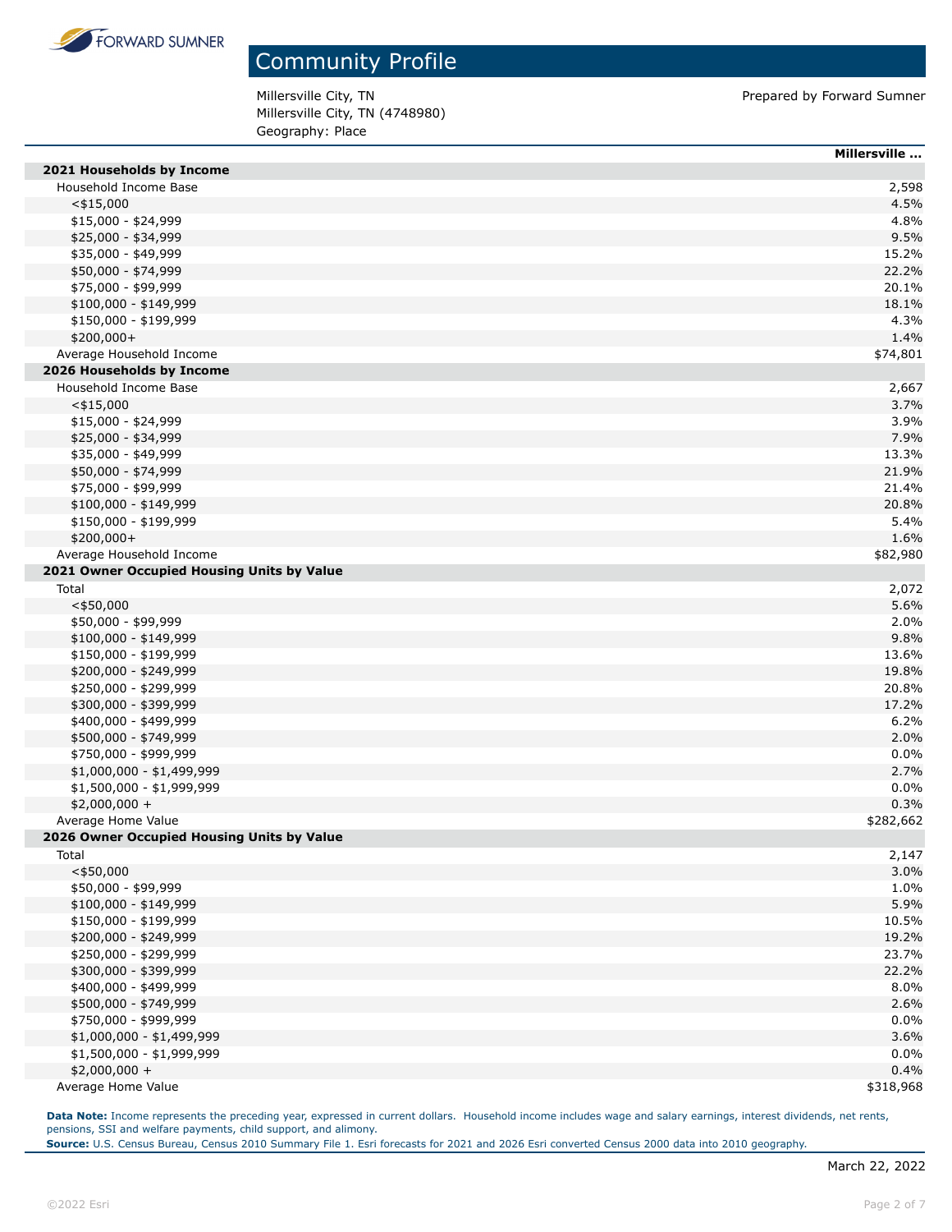# Community Profile

Millersville City, TN
Millersville City, TN (4748980)
Geography: Place

Prepared by Forward Sumner

| | Millersville ... |
|---|---|
| **2021 Households by Income** | |
| Household Income Base | 2,598 |
| <$15,000 | 4.5% |
| $15,000 - $24,999 | 4.8% |
| $25,000 - $34,999 | 9.5% |
| $35,000 - $49,999 | 15.2% |
| $50,000 - $74,999 | 22.2% |
| $75,000 - $99,999 | 20.1% |
| $100,000 - $149,999 | 18.1% |
| $150,000 - $199,999 | 4.3% |
| $200,000+ | 1.4% |
| Average Household Income | $74,801 |
| **2026 Households by Income** | |
| Household Income Base | 2,667 |
| <$15,000 | 3.7% |
| $15,000 - $24,999 | 3.9% |
| $25,000 - $34,999 | 7.9% |
| $35,000 - $49,999 | 13.3% |
| $50,000 - $74,999 | 21.9% |
| $75,000 - $99,999 | 21.4% |
| $100,000 - $149,999 | 20.8% |
| $150,000 - $199,999 | 5.4% |
| $200,000+ | 1.6% |
| Average Household Income | $82,980 |
| **2021 Owner Occupied Housing Units by Value** | |
| Total | 2,072 |
| <$50,000 | 5.6% |
| $50,000 - $99,999 | 2.0% |
| $100,000 - $149,999 | 9.8% |
| $150,000 - $199,999 | 13.6% |
| $200,000 - $249,999 | 19.8% |
| $250,000 - $299,999 | 20.8% |
| $300,000 - $399,999 | 17.2% |
| $400,000 - $499,999 | 6.2% |
| $500,000 - $749,999 | 2.0% |
| $750,000 - $999,999 | 0.0% |
| $1,000,000 - $1,499,999 | 2.7% |
| $1,500,000 - $1,999,999 | 0.0% |
| $2,000,000 + | 0.3% |
| Average Home Value | $282,662 |
| **2026 Owner Occupied Housing Units by Value** | |
| Total | 2,147 |
| <$50,000 | 3.0% |
| $50,000 - $99,999 | 1.0% |
| $100,000 - $149,999 | 5.9% |
| $150,000 - $199,999 | 10.5% |
| $200,000 - $249,999 | 19.2% |
| $250,000 - $299,999 | 23.7% |
| $300,000 - $399,999 | 22.2% |
| $400,000 - $499,999 | 8.0% |
| $500,000 - $749,999 | 2.6% |
| $750,000 - $999,999 | 0.0% |
| $1,000,000 - $1,499,999 | 3.6% |
| $1,500,000 - $1,999,999 | 0.0% |
| $2,000,000 + | 0.4% |
| Average Home Value | $318,968 |

**Data Note:** Income represents the preceding year, expressed in current dollars. Household income includes wage and salary earnings, interest dividends, net rents, pensions, SSI and welfare payments, child support, and alimony.
**Source:** U.S. Census Bureau, Census 2010 Summary File 1. Esri forecasts for 2021 and 2026 Esri converted Census 2000 data into 2010 geography.

March 22, 2022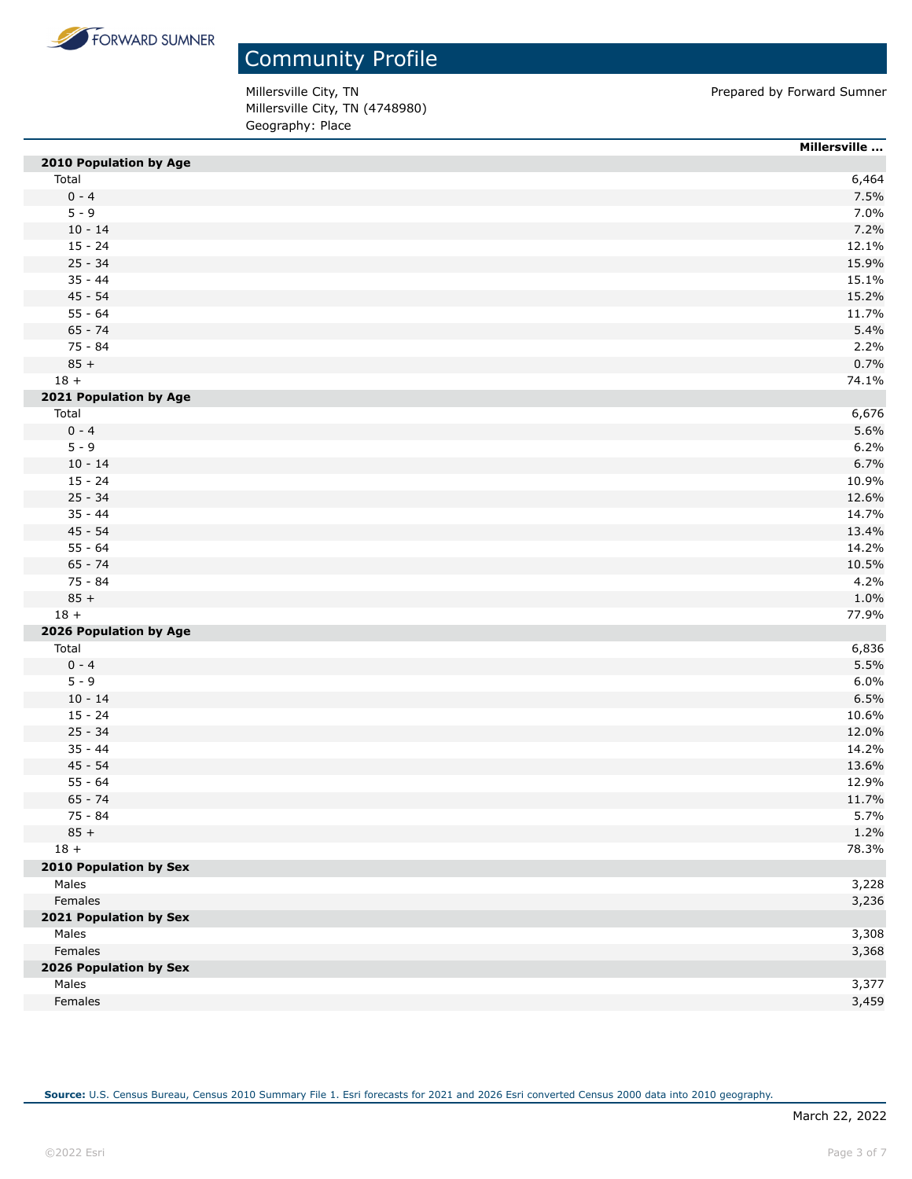# Community Profile

Millersville City, TN
Millersville City, TN (4748980)
Geography: Place

Prepared by Forward Sumner

| | Millersville ... |
|---|---|
| **2010 Population by Age** | |
| Total | 6,464 |
| 0 - 4 | 7.5% |
| 5 - 9 | 7.0% |
| 10 - 14 | 7.2% |
| 15 - 24 | 12.1% |
| 25 - 34 | 15.9% |
| 35 - 44 | 15.1% |
| 45 - 54 | 15.2% |
| 55 - 64 | 11.7% |
| 65 - 74 | 5.4% |
| 75 - 84 | 2.2% |
| 85 + | 0.7% |
| 18 + | 74.1% |
| **2021 Population by Age** | |
| Total | 6,676 |
| 0 - 4 | 5.6% |
| 5 - 9 | 6.2% |
| 10 - 14 | 6.7% |
| 15 - 24 | 10.9% |
| 25 - 34 | 12.6% |
| 35 - 44 | 14.7% |
| 45 - 54 | 13.4% |
| 55 - 64 | 14.2% |
| 65 - 74 | 10.5% |
| 75 - 84 | 4.2% |
| 85 + | 1.0% |
| 18 + | 77.9% |
| **2026 Population by Age** | |
| Total | 6,836 |
| 0 - 4 | 5.5% |
| 5 - 9 | 6.0% |
| 10 - 14 | 6.5% |
| 15 - 24 | 10.6% |
| 25 - 34 | 12.0% |
| 35 - 44 | 14.2% |
| 45 - 54 | 13.6% |
| 55 - 64 | 12.9% |
| 65 - 74 | 11.7% |
| 75 - 84 | 5.7% |
| 85 + | 1.2% |
| 18 + | 78.3% |
| **2010 Population by Sex** | |
| Males | 3,228 |
| Females | 3,236 |
| **2021 Population by Sex** | |
| Males | 3,308 |
| Females | 3,368 |
| **2026 Population by Sex** | |
| Males | 3,377 |
| Females | 3,459 |

**Source:** U.S. Census Bureau, Census 2010 Summary File 1. Esri forecasts for 2021 and 2026 Esri converted Census 2000 data into 2010 geography.

March 22, 2022

©2022 Esri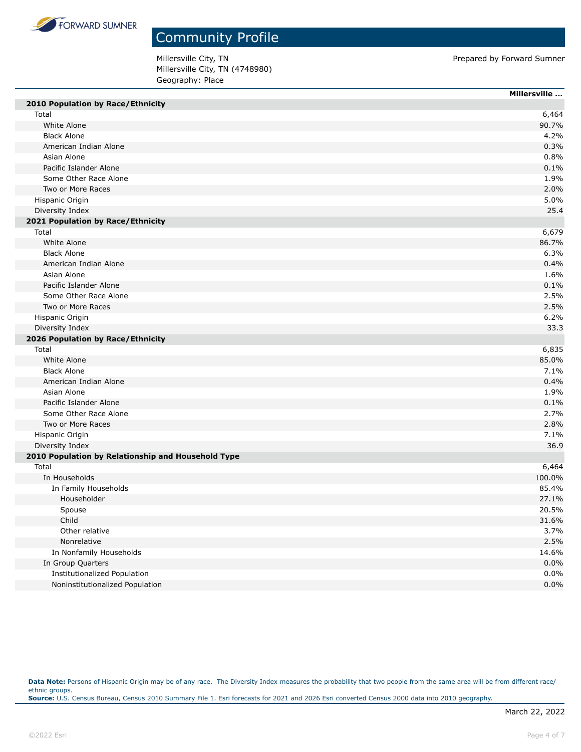# Community Profile

Millersville City, TN
Millersville City, TN (4748980)
Geography: Place

Prepared by Forward Sumner

| | Millersville ... |
|---|---|
| **2010 Population by Race/Ethnicity** | |
| Total | 6,464 |
| White Alone | 90.7% |
| Black Alone | 4.2% |
| American Indian Alone | 0.3% |
| Asian Alone | 0.8% |
| Pacific Islander Alone | 0.1% |
| Some Other Race Alone | 1.9% |
| Two or More Races | 2.0% |
| Hispanic Origin | 5.0% |
| Diversity Index | 25.4 |
| **2021 Population by Race/Ethnicity** | |
| Total | 6,679 |
| White Alone | 86.7% |
| Black Alone | 6.3% |
| American Indian Alone | 0.4% |
| Asian Alone | 1.6% |
| Pacific Islander Alone | 0.1% |
| Some Other Race Alone | 2.5% |
| Two or More Races | 2.5% |
| Hispanic Origin | 6.2% |
| Diversity Index | 33.3 |
| **2026 Population by Race/Ethnicity** | |
| Total | 6,835 |
| White Alone | 85.0% |
| Black Alone | 7.1% |
| American Indian Alone | 0.4% |
| Asian Alone | 1.9% |
| Pacific Islander Alone | 0.1% |
| Some Other Race Alone | 2.7% |
| Two or More Races | 2.8% |
| Hispanic Origin | 7.1% |
| Diversity Index | 36.9 |
| **2010 Population by Relationship and Household Type** | |
| Total | 6,464 |
| In Households | 100.0% |
| In Family Households | 85.4% |
| Householder | 27.1% |
| Spouse | 20.5% |
| Child | 31.6% |
| Other relative | 3.7% |
| Nonrelative | 2.5% |
| In Nonfamily Households | 14.6% |
| In Group Quarters | 0.0% |
| Institutionalized Population | 0.0% |
| Noninstitutionalized Population | 0.0% |

**Data Note:** Persons of Hispanic Origin may be of any race. The Diversity Index measures the probability that two people from the same area will be from different race/ethnic groups.
**Source:** U.S. Census Bureau, Census 2010 Summary File 1. Esri forecasts for 2021 and 2026 Esri converted Census 2000 data into 2010 geography.

March 22, 2022

©2022 Esri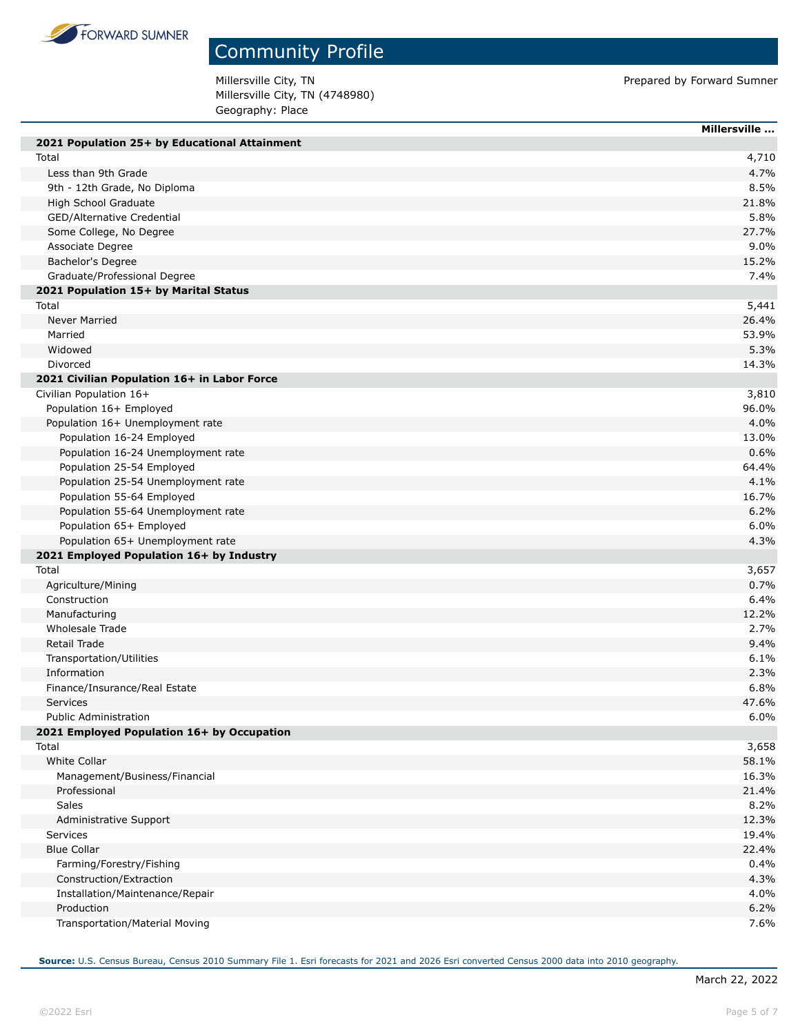# Community Profile

Millersville City, TN
Millersville City, TN (4748980)
Geography: Place

Prepared by Forward Sumner

| | Millersville ... |
|---|---|
| **2021 Population 25+ by Educational Attainment** | |
| Total | 4,710 |
| Less than 9th Grade | 4.7% |
| 9th - 12th Grade, No Diploma | 8.5% |
| High School Graduate | 21.8% |
| GED/Alternative Credential | 5.8% |
| Some College, No Degree | 27.7% |
| Associate Degree | 9.0% |
| Bachelor's Degree | 15.2% |
| Graduate/Professional Degree | 7.4% |
| **2021 Population 15+ by Marital Status** | |
| Total | 5,441 |
| Never Married | 26.4% |
| Married | 53.9% |
| Widowed | 5.3% |
| Divorced | 14.3% |
| **2021 Civilian Population 16+ in Labor Force** | |
| Civilian Population 16+ | 3,810 |
| Population 16+ Employed | 96.0% |
| Population 16+ Unemployment rate | 4.0% |
| Population 16-24 Employed | 13.0% |
| Population 16-24 Unemployment rate | 0.6% |
| Population 25-54 Employed | 64.4% |
| Population 25-54 Unemployment rate | 4.1% |
| Population 55-64 Employed | 16.7% |
| Population 55-64 Unemployment rate | 6.2% |
| Population 65+ Employed | 6.0% |
| Population 65+ Unemployment rate | 4.3% |
| **2021 Employed Population 16+ by Industry** | |
| Total | 3,657 |
| Agriculture/Mining | 0.7% |
| Construction | 6.4% |
| Manufacturing | 12.2% |
| Wholesale Trade | 2.7% |
| Retail Trade | 9.4% |
| Transportation/Utilities | 6.1% |
| Information | 2.3% |
| Finance/Insurance/Real Estate | 6.8% |
| Services | 47.6% |
| Public Administration | 6.0% |
| **2021 Employed Population 16+ by Occupation** | |
| Total | 3,658 |
| White Collar | 58.1% |
| Management/Business/Financial | 16.3% |
| Professional | 21.4% |
| Sales | 8.2% |
| Administrative Support | 12.3% |
| Services | 19.4% |
| Blue Collar | 22.4% |
| Farming/Forestry/Fishing | 0.4% |
| Construction/Extraction | 4.3% |
| Installation/Maintenance/Repair | 4.0% |
| Production | 6.2% |
| Transportation/Material Moving | 7.6% |

**Source:** U.S. Census Bureau, Census 2010 Summary File 1. Esri forecasts for 2021 and 2026 Esri converted Census 2000 data into 2010 geography.

March 22, 2022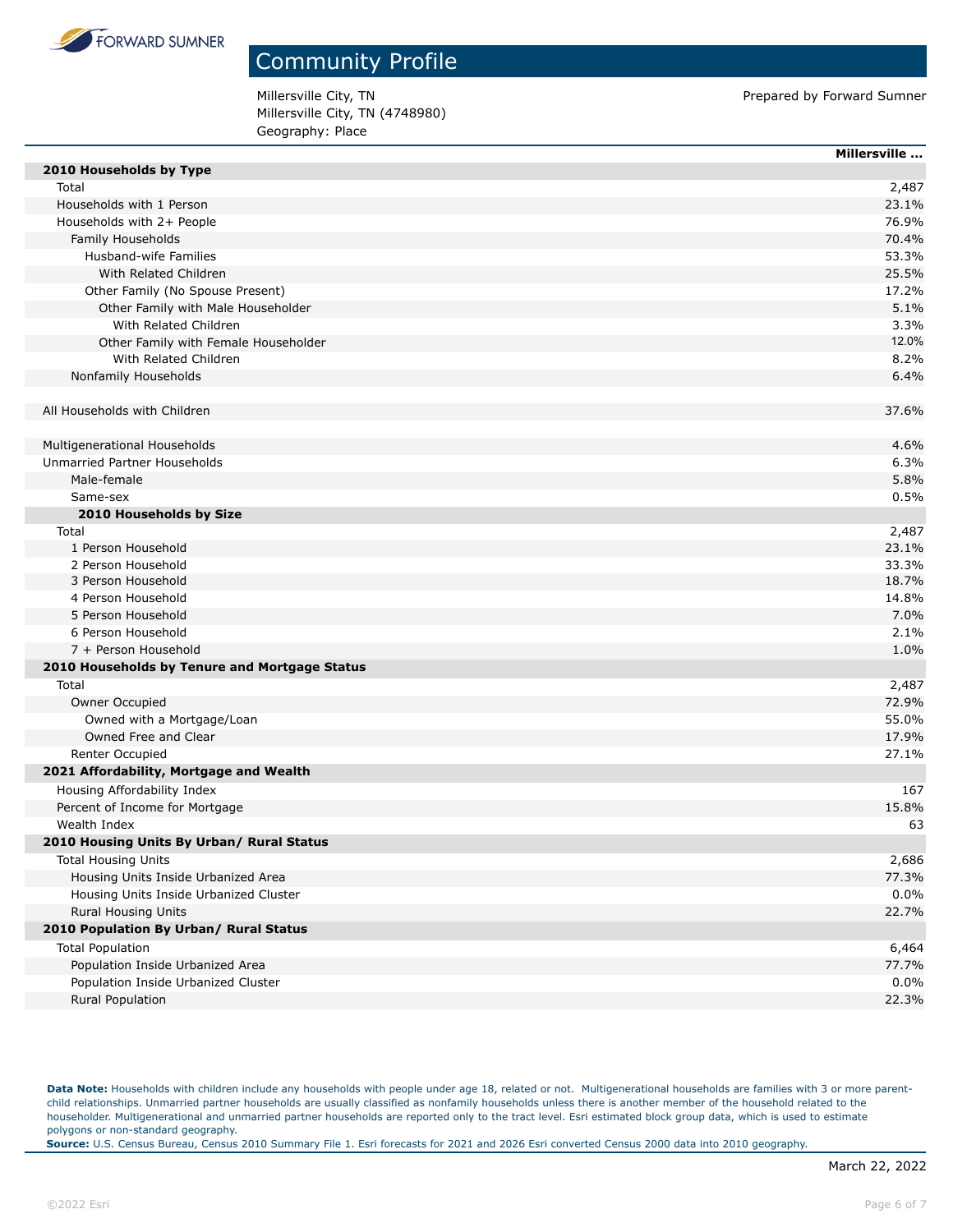# Community Profile

Millersville City, TN
Millersville City, TN (4748980)
Geography: Place

Prepared by Forward Sumner

| | Millersville ... |
|---|---|
| **2010 Households by Type** | |
| Total | 2,487 |
| Households with 1 Person | 23.1% |
| Households with 2+ People | 76.9% |
| Family Households | 70.4% |
| Husband-wife Families | 53.3% |
| With Related Children | 25.5% |
| Other Family (No Spouse Present) | 17.2% |
| Other Family with Male Householder | 5.1% |
| With Related Children | 3.3% |
| Other Family with Female Householder | 12.0% |
| With Related Children | 8.2% |
| Nonfamily Households | 6.4% |
| | |
| All Households with Children | 37.6% |
| | |
| Multigenerational Households | 4.6% |
| Unmarried Partner Households | 6.3% |
| Male-female | 5.8% |
| Same-sex | 0.5% |
| **2010 Households by Size** | |
| Total | 2,487 |
| 1 Person Household | 23.1% |
| 2 Person Household | 33.3% |
| 3 Person Household | 18.7% |
| 4 Person Household | 14.8% |
| 5 Person Household | 7.0% |
| 6 Person Household | 2.1% |
| 7 + Person Household | 1.0% |
| **2010 Households by Tenure and Mortgage Status** | |
| Total | 2,487 |
| Owner Occupied | 72.9% |
| Owned with a Mortgage/Loan | 55.0% |
| Owned Free and Clear | 17.9% |
| Renter Occupied | 27.1% |
| **2021 Affordability, Mortgage and Wealth** | |
| Housing Affordability Index | 167 |
| Percent of Income for Mortgage | 15.8% |
| Wealth Index | 63 |
| **2010 Housing Units By Urban/ Rural Status** | |
| Total Housing Units | 2,686 |
| Housing Units Inside Urbanized Area | 77.3% |
| Housing Units Inside Urbanized Cluster | 0.0% |
| Rural Housing Units | 22.7% |
| **2010 Population By Urban/ Rural Status** | |
| Total Population | 6,464 |
| Population Inside Urbanized Area | 77.7% |
| Population Inside Urbanized Cluster | 0.0% |
| Rural Population | 22.3% |

**Data Note:** Households with children include any households with people under age 18, related or not. Multigenerational households are families with 3 or more parent-child relationships. Unmarried partner households are usually classified as nonfamily households unless there is another member of the household related to the householder. Multigenerational and unmarried partner households are reported only to the tract level. Esri estimated block group data, which is used to estimate polygons or non-standard geography.
**Source:** U.S. Census Bureau, Census 2010 Summary File 1. Esri forecasts for 2021 and 2026 Esri converted Census 2000 data into 2010 geography.

March 22, 2022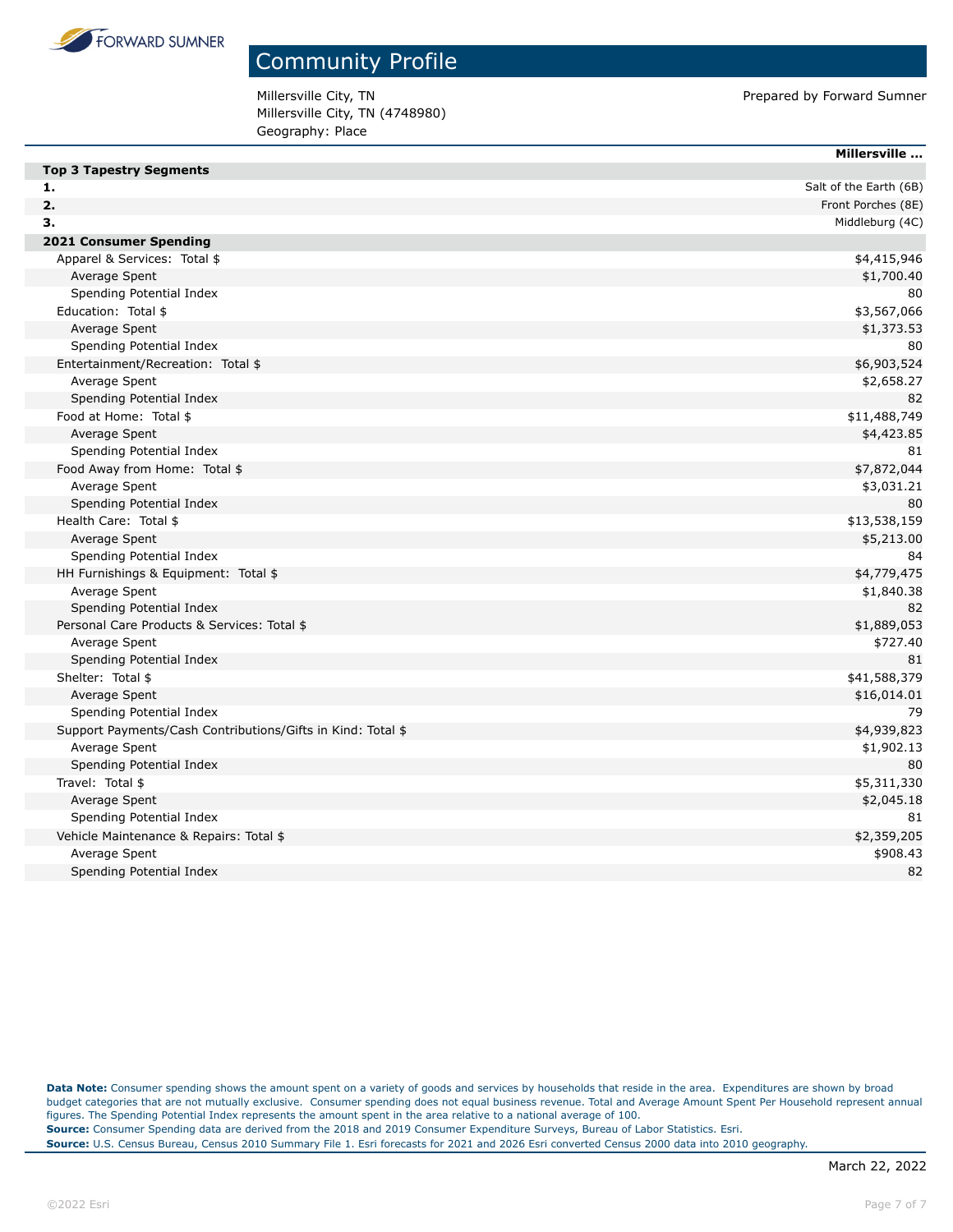# Community Profile

Millersville City, TN
Millersville City, TN (4748980)
Geography: Place

Prepared by Forward Sumner

| | Millersville ... |
|---|---|
| **Top 3 Tapestry Segments** | |
| **1.** | Salt of the Earth (6B) |
| **2.** | Front Porches (8E) |
| **3.** | Middleburg (4C) |
| **2021 Consumer Spending** | |
| Apparel & Services: Total $ | $4,415,946 |
| Average Spent | $1,700.40 |
| Spending Potential Index | 80 |
| Education: Total $ | $3,567,066 |
| Average Spent | $1,373.53 |
| Spending Potential Index | 80 |
| Entertainment/Recreation: Total $ | $6,903,524 |
| Average Spent | $2,658.27 |
| Spending Potential Index | 82 |
| Food at Home: Total $ | $11,488,749 |
| Average Spent | $4,423.85 |
| Spending Potential Index | 81 |
| Food Away from Home: Total $ | $7,872,044 |
| Average Spent | $3,031.21 |
| Spending Potential Index | 80 |
| Health Care: Total $ | $13,538,159 |
| Average Spent | $5,213.00 |
| Spending Potential Index | 84 |
| HH Furnishings & Equipment: Total $ | $4,779,475 |
| Average Spent | $1,840.38 |
| Spending Potential Index | 82 |
| Personal Care Products & Services: Total $ | $1,889,053 |
| Average Spent | $727.40 |
| Spending Potential Index | 81 |
| Shelter: Total $ | $41,588,379 |
| Average Spent | $16,014.01 |
| Spending Potential Index | 79 |
| Support Payments/Cash Contributions/Gifts in Kind: Total $ | $4,939,823 |
| Average Spent | $1,902.13 |
| Spending Potential Index | 80 |
| Travel: Total $ | $5,311,330 |
| Average Spent | $2,045.18 |
| Spending Potential Index | 81 |
| Vehicle Maintenance & Repairs: Total $ | $2,359,205 |
| Average Spent | $908.43 |
| Spending Potential Index | 82 |

**Data Note:** Consumer spending shows the amount spent on a variety of goods and services by households that reside in the area. Expenditures are shown by broad budget categories that are not mutually exclusive. Consumer spending does not equal business revenue. Total and Average Amount Spent Per Household represent annual figures. The Spending Potential Index represents the amount spent in the area relative to a national average of 100.
**Source:** Consumer Spending data are derived from the 2018 and 2019 Consumer Expenditure Surveys, Bureau of Labor Statistics. Esri.
**Source:** U.S. Census Bureau, Census 2010 Summary File 1. Esri forecasts for 2021 and 2026 Esri converted Census 2000 data into 2010 geography.

March 22, 2022